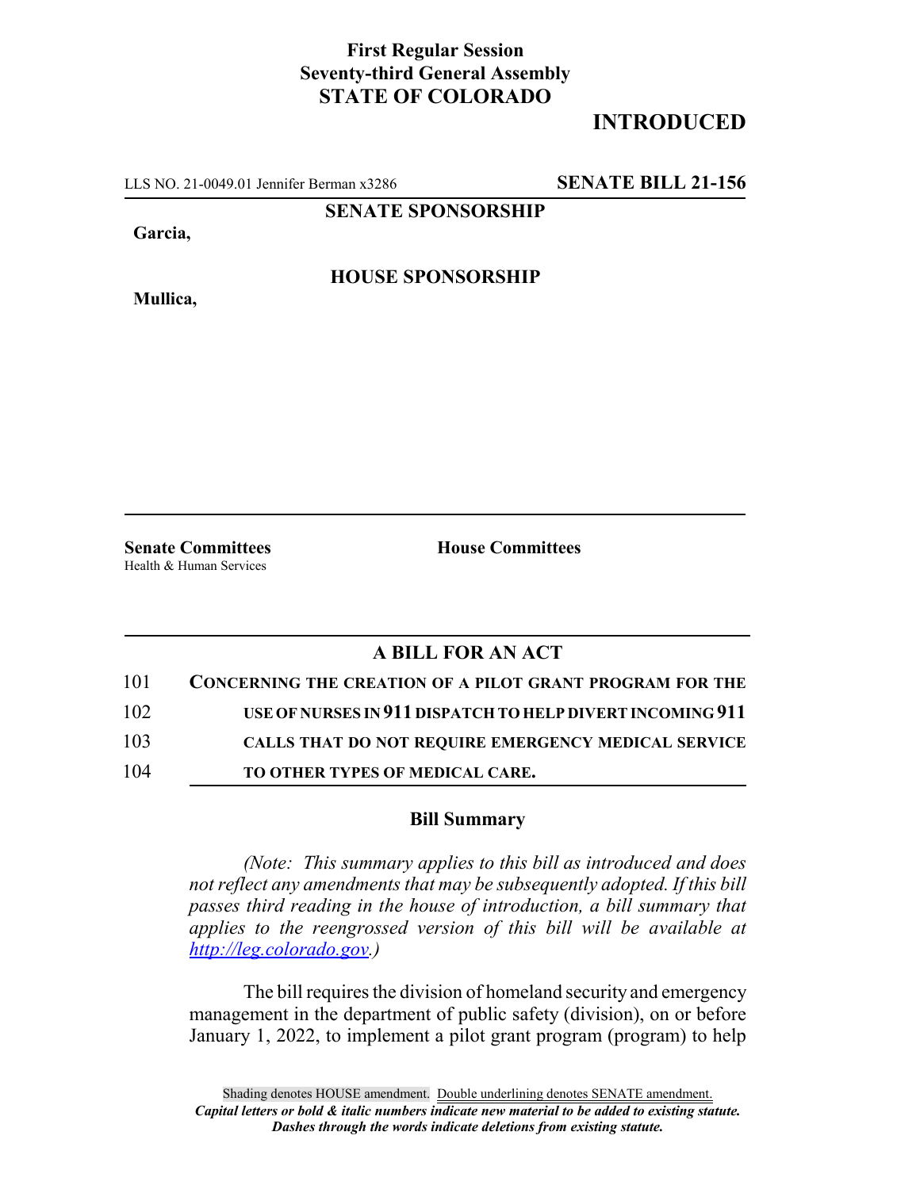**First Regular Session**
**Seventy-third General Assembly**
**STATE OF COLORADO**

# INTRODUCED

LLS NO. 21-0049.01 Jennifer Berman x3286 **SENATE BILL 21-156**

**SENATE SPONSORSHIP**

**Garcia,**

**HOUSE SPONSORSHIP**

**Mullica,**

**Senate Committees**
Health & Human Services

**House Committees**

## A BILL FOR AN ACT

101 **CONCERNING THE CREATION OF A PILOT GRANT PROGRAM FOR THE**
102 **USE OF NURSES IN 911 DISPATCH TO HELP DIVERT INCOMING 911**
103 **CALLS THAT DO NOT REQUIRE EMERGENCY MEDICAL SERVICE**
104 **TO OTHER TYPES OF MEDICAL CARE.**

### Bill Summary

*(Note: This summary applies to this bill as introduced and does not reflect any amendments that may be subsequently adopted. If this bill passes third reading in the house of introduction, a bill summary that applies to the reengrossed version of this bill will be available at http://leg.colorado.gov.)*

The bill requires the division of homeland security and emergency management in the department of public safety (division), on or before January 1, 2022, to implement a pilot grant program (program) to help

Shading denotes HOUSE amendment. Double underlining denotes SENATE amendment.
*Capital letters or bold & italic numbers indicate new material to be added to existing statute.*
*Dashes through the words indicate deletions from existing statute.*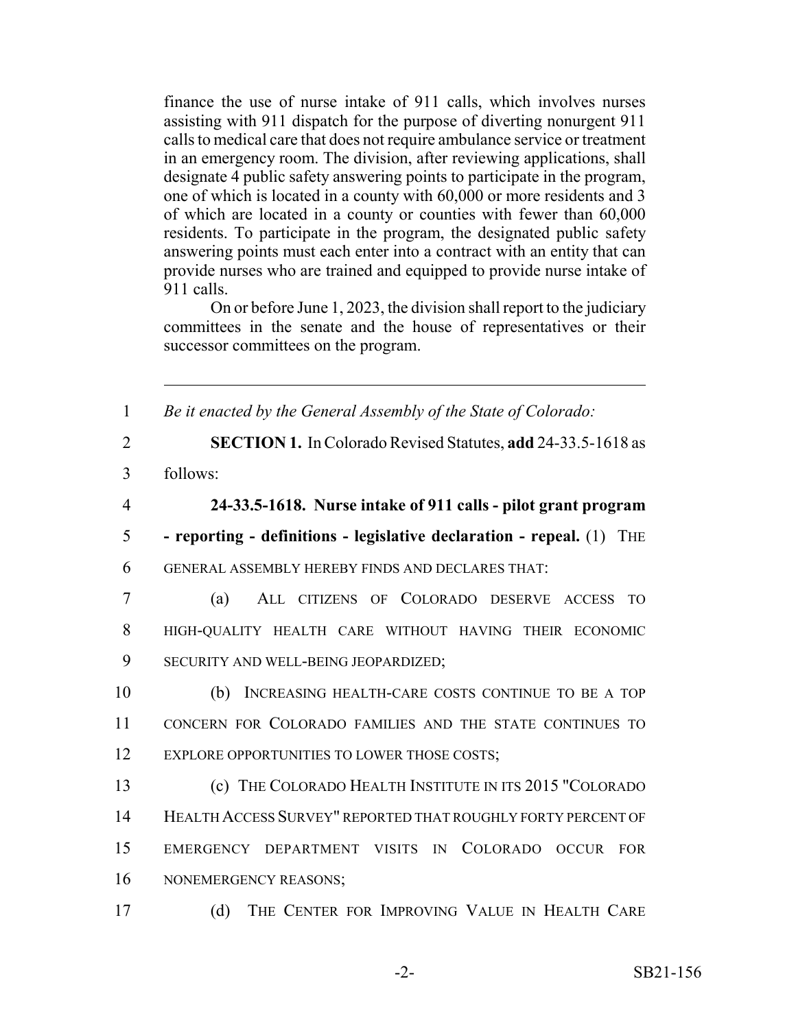finance the use of nurse intake of 911 calls, which involves nurses assisting with 911 dispatch for the purpose of diverting nonurgent 911 calls to medical care that does not require ambulance service or treatment in an emergency room. The division, after reviewing applications, shall designate 4 public safety answering points to participate in the program, one of which is located in a county with 60,000 or more residents and 3 of which are located in a county or counties with fewer than 60,000 residents. To participate in the program, the designated public safety answering points must each enter into a contract with an entity that can provide nurses who are trained and equipped to provide nurse intake of 911 calls.

On or before June 1, 2023, the division shall report to the judiciary committees in the senate and the house of representatives or their successor committees on the program.

---

1 *Be it enacted by the General Assembly of the State of Colorado:*

2 **SECTION 1.** In Colorado Revised Statutes, **add** 24-33.5-1618 as
3 follows:

4 **24-33.5-1618. Nurse intake of 911 calls - pilot grant program**
5 **- reporting - definitions - legislative declaration - repeal.** (1) THE
6 GENERAL ASSEMBLY HEREBY FINDS AND DECLARES THAT:

7 (a) ALL CITIZENS OF COLORADO DESERVE ACCESS TO
8 HIGH-QUALITY HEALTH CARE WITHOUT HAVING THEIR ECONOMIC
9 SECURITY AND WELL-BEING JEOPARDIZED;

10 (b) INCREASING HEALTH-CARE COSTS CONTINUE TO BE A TOP
11 CONCERN FOR COLORADO FAMILIES AND THE STATE CONTINUES TO
12 EXPLORE OPPORTUNITIES TO LOWER THOSE COSTS;

13 (c) THE COLORADO HEALTH INSTITUTE IN ITS 2015 "COLORADO
14 HEALTH ACCESS SURVEY" REPORTED THAT ROUGHLY FORTY PERCENT OF
15 EMERGENCY DEPARTMENT VISITS IN COLORADO OCCUR FOR
16 NONEMERGENCY REASONS;

17 (d) THE CENTER FOR IMPROVING VALUE IN HEALTH CARE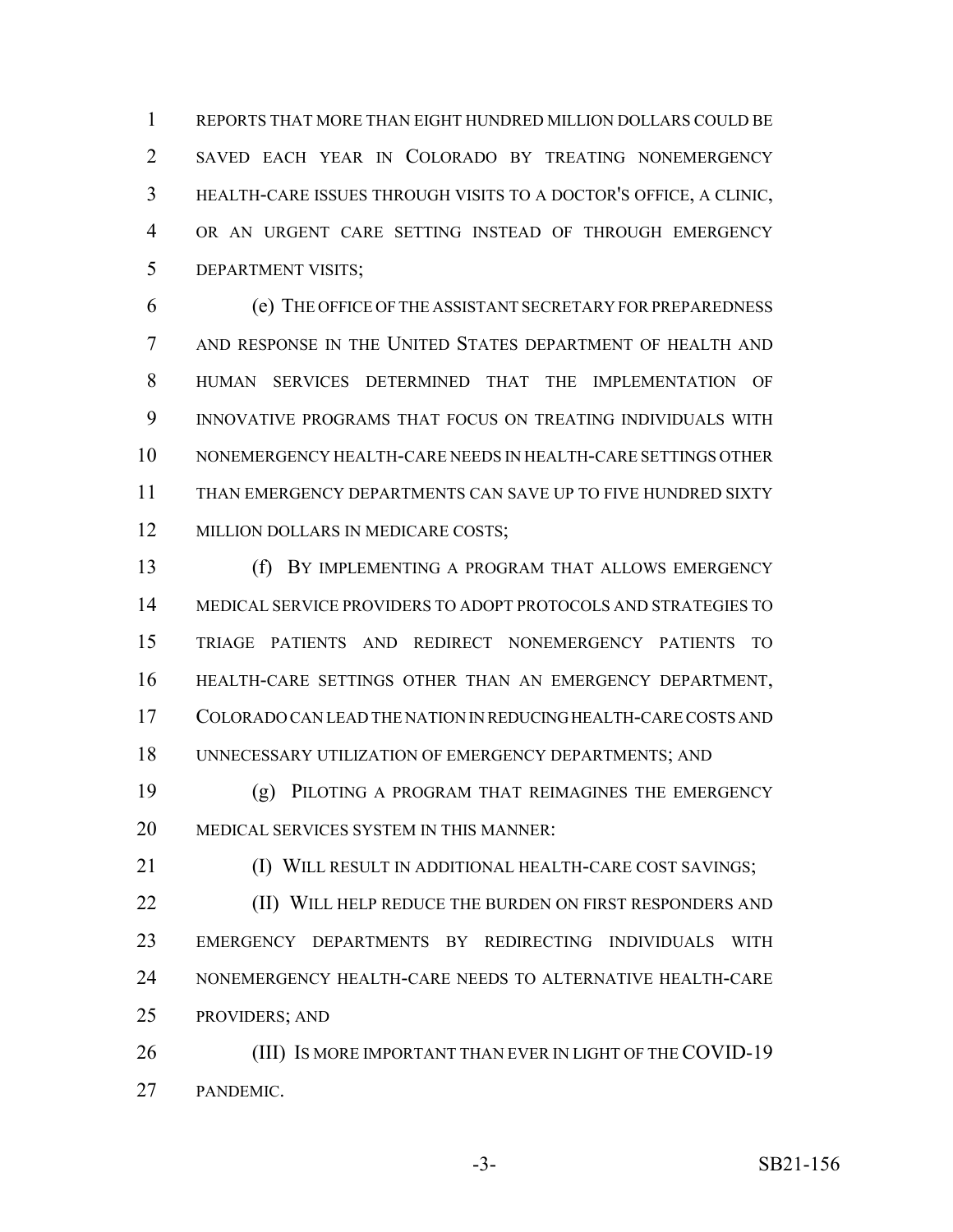REPORTS THAT MORE THAN EIGHT HUNDRED MILLION DOLLARS COULD BE SAVED EACH YEAR IN COLORADO BY TREATING NONEMERGENCY HEALTH-CARE ISSUES THROUGH VISITS TO A DOCTOR'S OFFICE, A CLINIC, OR AN URGENT CARE SETTING INSTEAD OF THROUGH EMERGENCY DEPARTMENT VISITS;

(e) THE OFFICE OF THE ASSISTANT SECRETARY FOR PREPAREDNESS AND RESPONSE IN THE UNITED STATES DEPARTMENT OF HEALTH AND HUMAN SERVICES DETERMINED THAT THE IMPLEMENTATION OF INNOVATIVE PROGRAMS THAT FOCUS ON TREATING INDIVIDUALS WITH NONEMERGENCY HEALTH-CARE NEEDS IN HEALTH-CARE SETTINGS OTHER THAN EMERGENCY DEPARTMENTS CAN SAVE UP TO FIVE HUNDRED SIXTY MILLION DOLLARS IN MEDICARE COSTS;

(f) BY IMPLEMENTING A PROGRAM THAT ALLOWS EMERGENCY MEDICAL SERVICE PROVIDERS TO ADOPT PROTOCOLS AND STRATEGIES TO TRIAGE PATIENTS AND REDIRECT NONEMERGENCY PATIENTS TO HEALTH-CARE SETTINGS OTHER THAN AN EMERGENCY DEPARTMENT, COLORADO CAN LEAD THE NATION IN REDUCING HEALTH-CARE COSTS AND UNNECESSARY UTILIZATION OF EMERGENCY DEPARTMENTS; AND

(g) PILOTING A PROGRAM THAT REIMAGINES THE EMERGENCY MEDICAL SERVICES SYSTEM IN THIS MANNER:

(I) WILL RESULT IN ADDITIONAL HEALTH-CARE COST SAVINGS;

(II) WILL HELP REDUCE THE BURDEN ON FIRST RESPONDERS AND EMERGENCY DEPARTMENTS BY REDIRECTING INDIVIDUALS WITH NONEMERGENCY HEALTH-CARE NEEDS TO ALTERNATIVE HEALTH-CARE PROVIDERS; AND

(III) IS MORE IMPORTANT THAN EVER IN LIGHT OF THE COVID-19 PANDEMIC.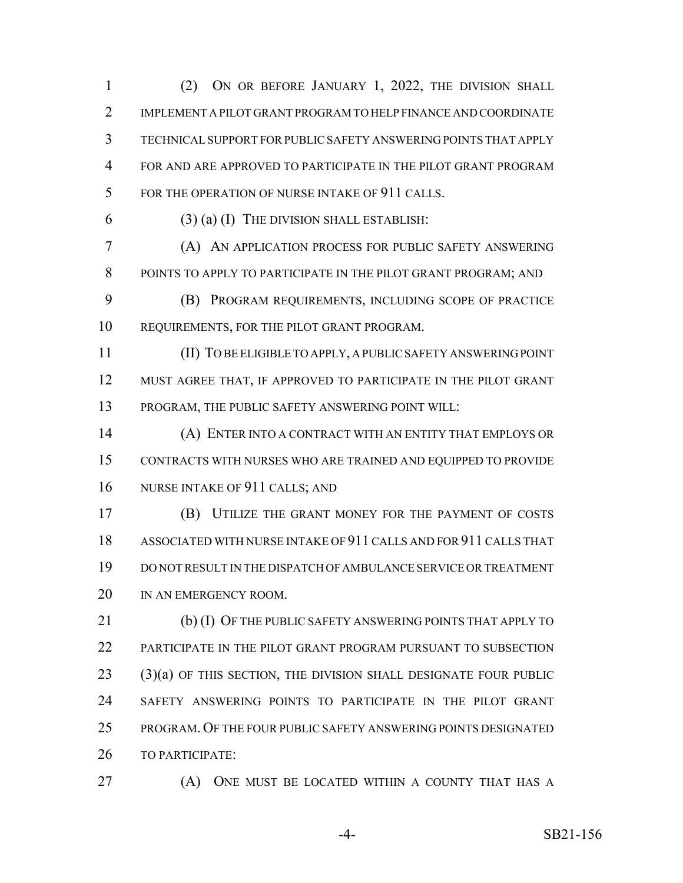(2) ON OR BEFORE JANUARY 1, 2022, THE DIVISION SHALL IMPLEMENT A PILOT GRANT PROGRAM TO HELP FINANCE AND COORDINATE TECHNICAL SUPPORT FOR PUBLIC SAFETY ANSWERING POINTS THAT APPLY FOR AND ARE APPROVED TO PARTICIPATE IN THE PILOT GRANT PROGRAM FOR THE OPERATION OF NURSE INTAKE OF 911 CALLS.

(3) (a) (I) THE DIVISION SHALL ESTABLISH:

(A) AN APPLICATION PROCESS FOR PUBLIC SAFETY ANSWERING POINTS TO APPLY TO PARTICIPATE IN THE PILOT GRANT PROGRAM; AND

(B) PROGRAM REQUIREMENTS, INCLUDING SCOPE OF PRACTICE REQUIREMENTS, FOR THE PILOT GRANT PROGRAM.

(II) TO BE ELIGIBLE TO APPLY, A PUBLIC SAFETY ANSWERING POINT MUST AGREE THAT, IF APPROVED TO PARTICIPATE IN THE PILOT GRANT PROGRAM, THE PUBLIC SAFETY ANSWERING POINT WILL:

(A) ENTER INTO A CONTRACT WITH AN ENTITY THAT EMPLOYS OR CONTRACTS WITH NURSES WHO ARE TRAINED AND EQUIPPED TO PROVIDE NURSE INTAKE OF 911 CALLS; AND

(B) UTILIZE THE GRANT MONEY FOR THE PAYMENT OF COSTS ASSOCIATED WITH NURSE INTAKE OF 911 CALLS AND FOR 911 CALLS THAT DO NOT RESULT IN THE DISPATCH OF AMBULANCE SERVICE OR TREATMENT IN AN EMERGENCY ROOM.

(b) (I) OF THE PUBLIC SAFETY ANSWERING POINTS THAT APPLY TO PARTICIPATE IN THE PILOT GRANT PROGRAM PURSUANT TO SUBSECTION (3)(a) OF THIS SECTION, THE DIVISION SHALL DESIGNATE FOUR PUBLIC SAFETY ANSWERING POINTS TO PARTICIPATE IN THE PILOT GRANT PROGRAM. OF THE FOUR PUBLIC SAFETY ANSWERING POINTS DESIGNATED TO PARTICIPATE:

(A) ONE MUST BE LOCATED WITHIN A COUNTY THAT HAS A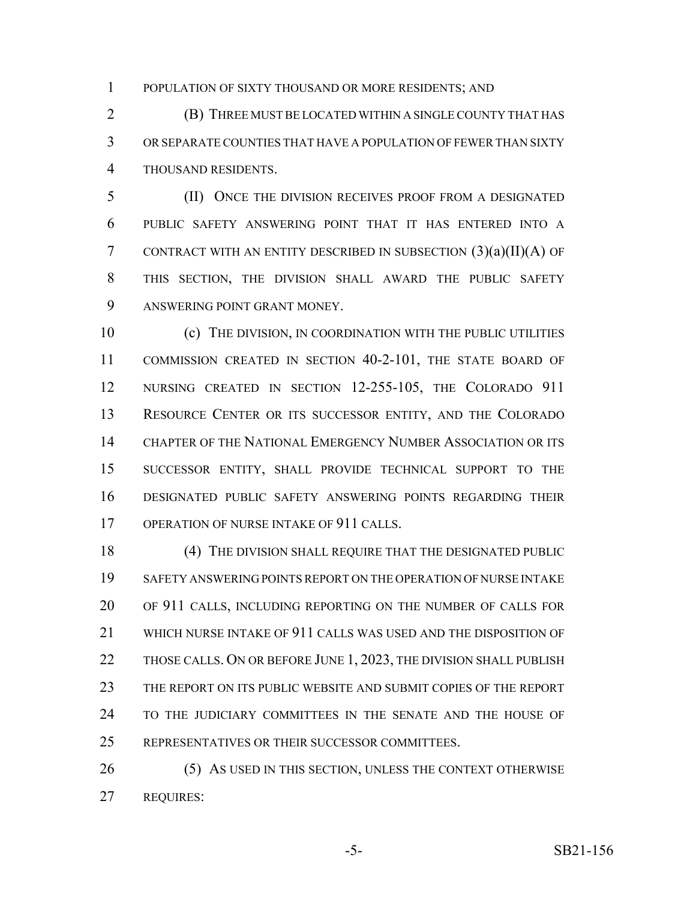POPULATION OF SIXTY THOUSAND OR MORE RESIDENTS; AND

(B) THREE MUST BE LOCATED WITHIN A SINGLE COUNTY THAT HAS OR SEPARATE COUNTIES THAT HAVE A POPULATION OF FEWER THAN SIXTY THOUSAND RESIDENTS.

(II) ONCE THE DIVISION RECEIVES PROOF FROM A DESIGNATED PUBLIC SAFETY ANSWERING POINT THAT IT HAS ENTERED INTO A CONTRACT WITH AN ENTITY DESCRIBED IN SUBSECTION (3)(a)(II)(A) OF THIS SECTION, THE DIVISION SHALL AWARD THE PUBLIC SAFETY ANSWERING POINT GRANT MONEY.

(c) THE DIVISION, IN COORDINATION WITH THE PUBLIC UTILITIES COMMISSION CREATED IN SECTION 40-2-101, THE STATE BOARD OF NURSING CREATED IN SECTION 12-255-105, THE COLORADO 911 RESOURCE CENTER OR ITS SUCCESSOR ENTITY, AND THE COLORADO CHAPTER OF THE NATIONAL EMERGENCY NUMBER ASSOCIATION OR ITS SUCCESSOR ENTITY, SHALL PROVIDE TECHNICAL SUPPORT TO THE DESIGNATED PUBLIC SAFETY ANSWERING POINTS REGARDING THEIR OPERATION OF NURSE INTAKE OF 911 CALLS.

(4) THE DIVISION SHALL REQUIRE THAT THE DESIGNATED PUBLIC SAFETY ANSWERING POINTS REPORT ON THE OPERATION OF NURSE INTAKE OF 911 CALLS, INCLUDING REPORTING ON THE NUMBER OF CALLS FOR WHICH NURSE INTAKE OF 911 CALLS WAS USED AND THE DISPOSITION OF THOSE CALLS. ON OR BEFORE JUNE 1, 2023, THE DIVISION SHALL PUBLISH THE REPORT ON ITS PUBLIC WEBSITE AND SUBMIT COPIES OF THE REPORT TO THE JUDICIARY COMMITTEES IN THE SENATE AND THE HOUSE OF REPRESENTATIVES OR THEIR SUCCESSOR COMMITTEES.

(5) AS USED IN THIS SECTION, UNLESS THE CONTEXT OTHERWISE REQUIRES: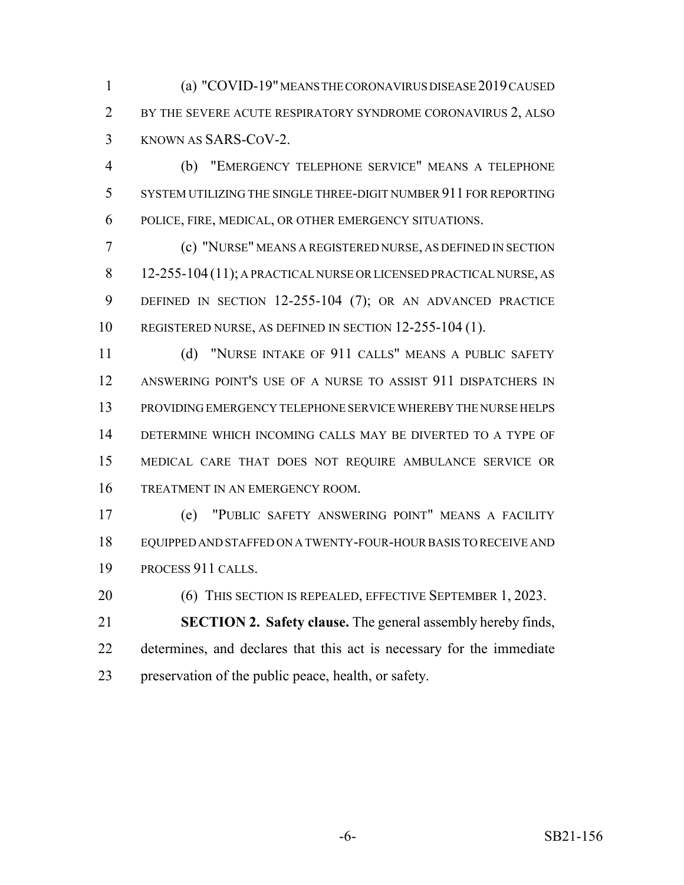(a) "COVID-19" MEANS THE CORONAVIRUS DISEASE 2019 CAUSED BY THE SEVERE ACUTE RESPIRATORY SYNDROME CORONAVIRUS 2, ALSO KNOWN AS SARS-COV-2.

(b) "EMERGENCY TELEPHONE SERVICE" MEANS A TELEPHONE SYSTEM UTILIZING THE SINGLE THREE-DIGIT NUMBER 911 FOR REPORTING POLICE, FIRE, MEDICAL, OR OTHER EMERGENCY SITUATIONS.

(c) "NURSE" MEANS A REGISTERED NURSE, AS DEFINED IN SECTION 12-255-104 (11); A PRACTICAL NURSE OR LICENSED PRACTICAL NURSE, AS DEFINED IN SECTION 12-255-104 (7); OR AN ADVANCED PRACTICE REGISTERED NURSE, AS DEFINED IN SECTION 12-255-104 (1).

(d) "NURSE INTAKE OF 911 CALLS" MEANS A PUBLIC SAFETY ANSWERING POINT'S USE OF A NURSE TO ASSIST 911 DISPATCHERS IN PROVIDING EMERGENCY TELEPHONE SERVICE WHEREBY THE NURSE HELPS DETERMINE WHICH INCOMING CALLS MAY BE DIVERTED TO A TYPE OF MEDICAL CARE THAT DOES NOT REQUIRE AMBULANCE SERVICE OR TREATMENT IN AN EMERGENCY ROOM.

(e) "PUBLIC SAFETY ANSWERING POINT" MEANS A FACILITY EQUIPPED AND STAFFED ON A TWENTY-FOUR-HOUR BASIS TO RECEIVE AND PROCESS 911 CALLS.

(6) THIS SECTION IS REPEALED, EFFECTIVE SEPTEMBER 1, 2023.

**SECTION 2. Safety clause.** The general assembly hereby finds, determines, and declares that this act is necessary for the immediate preservation of the public peace, health, or safety.